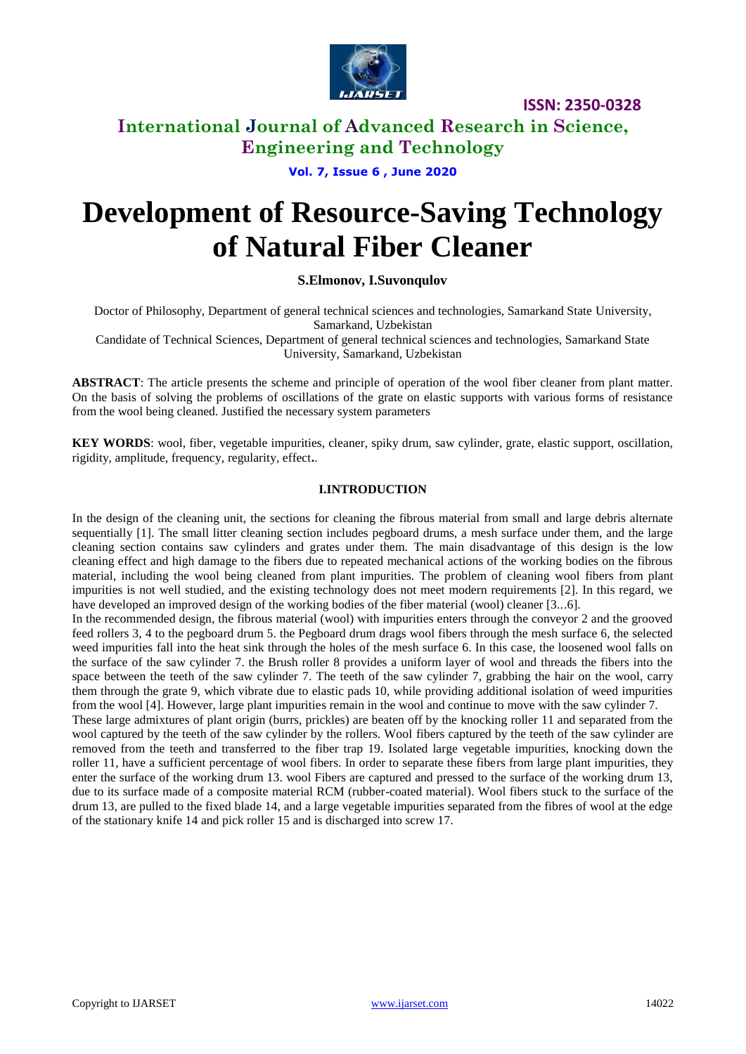# Development of Resource-Saving Technology of Natural Fiber Cleaner

**S.Elmonov, I.Suvonqulov**

Doctor of Philosophy, Department of general technical sciences and technologies, Samarkand State University, Samarkand, Uzbekistan

Candidate of Technical Sciences, Department of general technical sciences and technologies, Samarkand State University, Samarkand, Uzbekistan

**ABSTRACT**: The article presents the scheme and principle of operation of the wool fiber cleaner from plant matter. On the basis of solving the problems of oscillations of the grate on elastic supports with various forms of resistance from the wool being cleaned. Justified the necessary system parameters

**KEY WORDS**: wool, fiber, vegetable impurities, cleaner, spiky drum, saw cylinder, grate, elastic support, oscillation, rigidity, amplitude, frequency, regularity, effect**.**.

## I.INTRODUCTION

In the design of the cleaning unit, the sections for cleaning the fibrous material from small and large debris alternate sequentially [1]. The small litter cleaning section includes pegboard drums, a mesh surface under them, and the large cleaning section contains saw cylinders and grates under them. The main disadvantage of this design is the low cleaning effect and high damage to the fibers due to repeated mechanical actions of the working bodies on the fibrous material, including the wool being cleaned from plant impurities. The problem of cleaning wool fibers from plant impurities is not well studied, and the existing technology does not meet modern requirements [2]. In this regard, we have developed an improved design of the working bodies of the fiber material (wool) cleaner [3...6].

In the recommended design, the fibrous material (wool) with impurities enters through the conveyor 2 and the grooved feed rollers 3, 4 to the pegboard drum 5. the Pegboard drum drags wool fibers through the mesh surface 6, the selected weed impurities fall into the heat sink through the holes of the mesh surface 6. In this case, the loosened wool falls on the surface of the saw cylinder 7. the Brush roller 8 provides a uniform layer of wool and threads the fibers into the space between the teeth of the saw cylinder 7. The teeth of the saw cylinder 7, grabbing the hair on the wool, carry them through the grate 9, which vibrate due to elastic pads 10, while providing additional isolation of weed impurities from the wool [4]. However, large plant impurities remain in the wool and continue to move with the saw cylinder 7.

These large admixtures of plant origin (burrs, prickles) are beaten off by the knocking roller 11 and separated from the wool captured by the teeth of the saw cylinder by the rollers. Wool fibers captured by the teeth of the saw cylinder are removed from the teeth and transferred to the fiber trap 19. Isolated large vegetable impurities, knocking down the roller 11, have a sufficient percentage of wool fibers. In order to separate these fibers from large plant impurities, they enter the surface of the working drum 13. wool Fibers are captured and pressed to the surface of the working drum 13, due to its surface made of a composite material RCM (rubber-coated material). Wool fibers stuck to the surface of the drum 13, are pulled to the fixed blade 14, and a large vegetable impurities separated from the fibres of wool at the edge of the stationary knife 14 and pick roller 15 and is discharged into screw 17.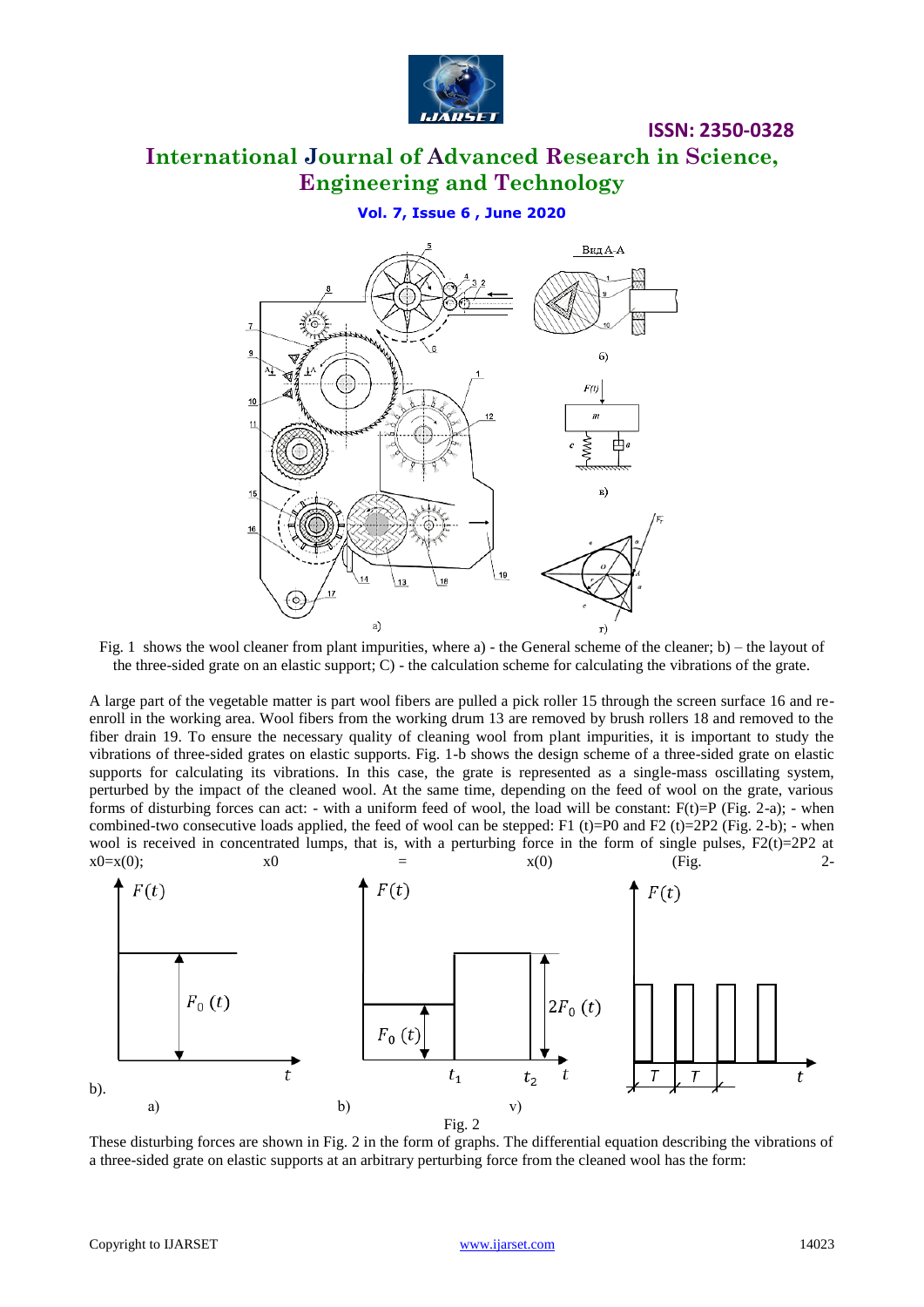Fig. 1 shows the wool cleaner from plant impurities, where a) - the General scheme of the cleaner; b) – the layout of the three-sided grate on an elastic support; C) - the calculation scheme for calculating the vibrations of the grate.

A large part of the vegetable matter is part wool fibers are pulled a pick roller 15 through the screen surface 16 and re-enroll in the working area. Wool fibers from the working drum 13 are removed by brush rollers 18 and removed to the fiber drain 19. To ensure the necessary quality of cleaning wool from plant impurities, it is important to study the vibrations of three-sided grates on elastic supports. Fig. 1-b shows the design scheme of a three-sided grate on elastic supports for calculating its vibrations. In this case, the grate is represented as a single-mass oscillating system, perturbed by the impact of the cleaned wool. At the same time, depending on the feed of wool on the grate, various forms of disturbing forces can act: - with a uniform feed of wool, the load will be constant: F(t)=P (Fig. 2-a); - when combined-two consecutive loads applied, the feed of wool can be stepped: F1 (t)=P0 and F2 (t)=2P2 (Fig. 2-b); - when wool is received in concentrated lumps, that is, with a perturbing force in the form of single pulses, F2(t)=2P2 at x0=x(0); x0 = x(0) (Fig. 2-b).

Fig. 2

These disturbing forces are shown in Fig. 2 in the form of graphs. The differential equation describing the vibrations of a three-sided grate on elastic supports at an arbitrary perturbing force from the cleaned wool has the form: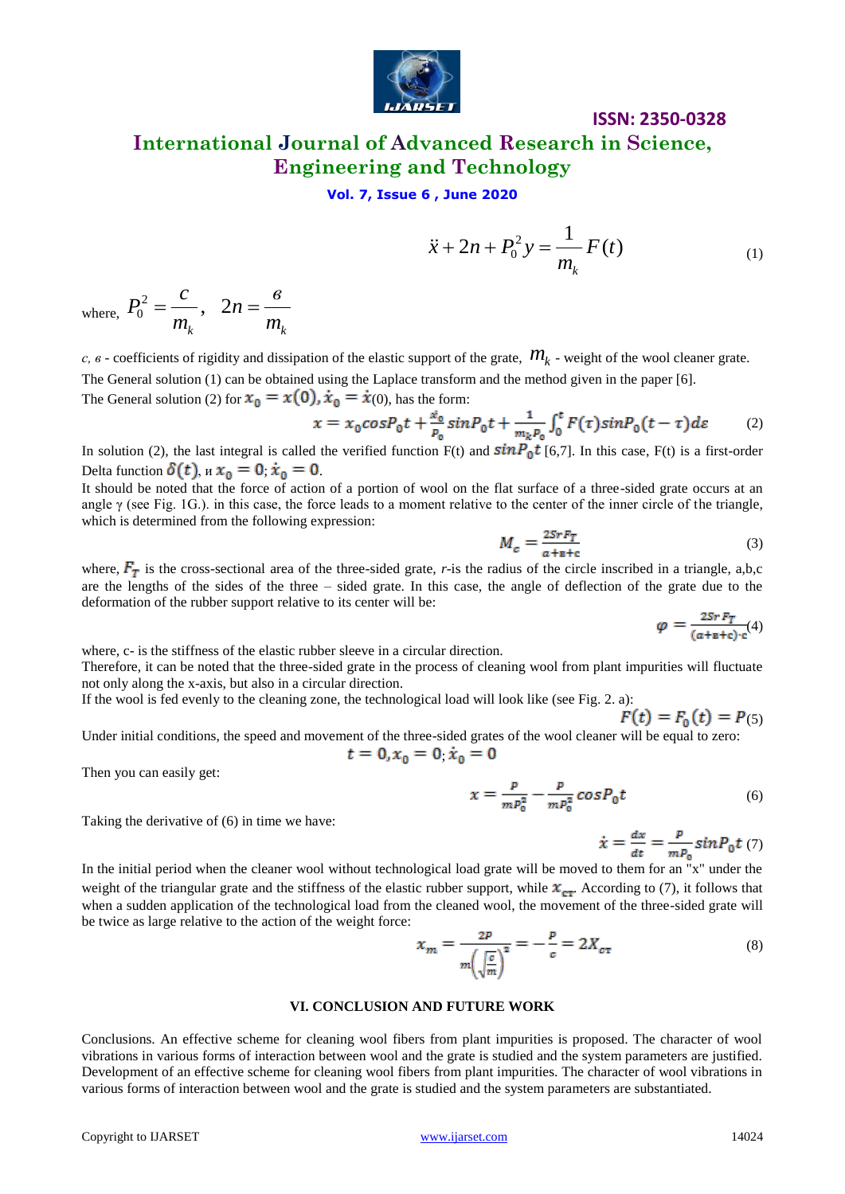$$\ddot{x} + 2n + P_0^2 y = \frac{1}{m_k} F(t) \tag{1}$$

where, $P_0^2 = \frac{c}{m_k}$, $2n = \frac{в}{m_k}$

*c, в* - coefficients of rigidity and dissipation of the elastic support of the grate, $m_k$ - weight of the wool cleaner grate.

The General solution (1) can be obtained using the Laplace transform and the method given in the paper [6].

The General solution (2) for $x_0 = x(0), \dot{x}_0 = \dot{x}(0)$, has the form:

$$x = x_0 cosP_0 t + \frac{\dot{x}_0}{P_0} sinP_0 t + \frac{1}{m_k P_0}\int_0^t F(\tau) sinP_0(t-\tau) d\varepsilon \tag{2}$$

In solution (2), the last integral is called the verified function F(t) and $sinP_0 t$ [6,7]. In this case, F(t) is a first-order Delta function $\delta(t)$, и $x_0 = 0; \dot{x}_0 = 0$.

It should be noted that the force of action of a portion of wool on the flat surface of a three-sided grate occurs at an angle γ (see Fig. 1G.). in this case, the force leads to a moment relative to the center of the inner circle of the triangle, which is determined from the following expression:

$$M_c = \frac{2Sr F_T}{a+в+c} \tag{3}$$

where, $F_T$ is the cross-sectional area of the three-sided grate, *r*-is the radius of the circle inscribed in a triangle, a,b,c are the lengths of the sides of the three – sided grate. In this case, the angle of deflection of the grate due to the deformation of the rubber support relative to its center will be:

$$\varphi = \frac{2Sr F_T}{(a+в+c)\cdot c} \tag{4}$$

where, c- is the stiffness of the elastic rubber sleeve in a circular direction.

Therefore, it can be noted that the three-sided grate in the process of cleaning wool from plant impurities will fluctuate not only along the x-axis, but also in a circular direction.

If the wool is fed evenly to the cleaning zone, the technological load will look like (see Fig. 2. a):

$$F(t) = F_0(t) = P \tag{5}$$

Under initial conditions, the speed and movement of the three-sided grates of the wool cleaner will be equal to zero:

$$t = 0, x_0 = 0; \dot{x}_0 = 0$$

Then you can easily get:

$$x = \frac{P}{mP_0^2} - \frac{P}{mP_0^2} cosP_0 t \tag{6}$$

Taking the derivative of (6) in time we have:

$$\dot{x} = \frac{dx}{dt} = \frac{P}{mP_0} sinP_0 t \tag{7}$$

In the initial period when the cleaner wool without technological load grate will be moved to them for an "x" under the weight of the triangular grate and the stiffness of the elastic rubber support, while $x_{cт}$. According to (7), it follows that when a sudden application of the technological load from the cleaned wool, the movement of the three-sided grate will be twice as large relative to the action of the weight force:

$$x_m = \frac{2P}{m\left(\sqrt{\frac{c}{m}}\right)^2} = -\frac{P}{c} = 2X_{cт} \tag{8}$$

## VI. CONCLUSION AND FUTURE WORK

Conclusions. An effective scheme for cleaning wool fibers from plant impurities is proposed. The character of wool vibrations in various forms of interaction between wool and the grate is studied and the system parameters are justified. Development of an effective scheme for cleaning wool fibers from plant impurities. The character of wool vibrations in various forms of interaction between wool and the grate is studied and the system parameters are substantiated.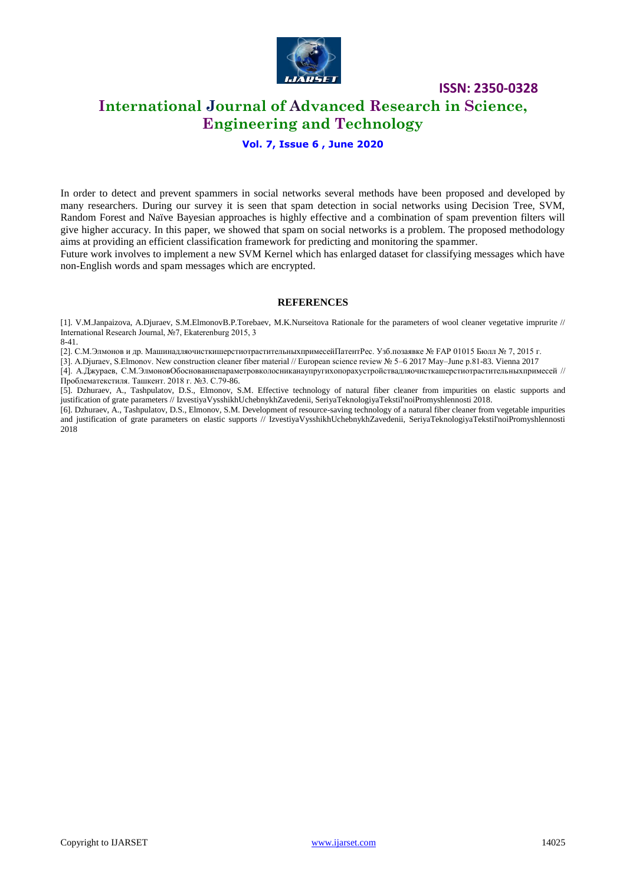In order to detect and prevent spammers in social networks several methods have been proposed and developed by many researchers. During our survey it is seen that spam detection in social networks using Decision Tree, SVM, Random Forest and Naïve Bayesian approaches is highly effective and a combination of spam prevention filters will give higher accuracy. In this paper, we showed that spam on social networks is a problem. The proposed methodology aims at providing an efficient classification framework for predicting and monitoring the spammer.

Future work involves to implement a new SVM Kernel which has enlarged dataset for classifying messages which have non-English words and spam messages which are encrypted.

## REFERENCES

[1]. V.M.Janpaizova, A.Djuraev, S.M.ElmonovB.P.Torebaev, M.K.Nurseitova Rationale for the parameters of wool cleaner vegetative imprurite // International Research Journal, №7, Ekaterenburg 2015, 3
8-41.

[2]. С.М.Элмонов и др. МашинадляочисткишерстиотрастительныхпримесейПатентРес. Узб.позаявке № FAP 01015 Бюлл № 7, 2015 г.

[3]. A.Djuraev, S.Elmonov. New construction cleaner fiber material // European science review № 5–6 2017 May–June p.81-83. Vienna 2017

[4]. А.Джураев, С.М.ЭлмоновОбоснованиепараметровколосниканаупругихопорахустройствадляочисткашерстиотрастительныхпримесей // Проблематекстиля. Ташкент. 2018 г. №3. С.79-86.

[5]. Dzhuraev, A., Tashpulatov, D.S., Elmonov, S.M. Effective technology of natural fiber cleaner from impurities on elastic supports and justification of grate parameters // IzvestiyaVysshikhUchebnykhZavedenii, SeriyaTeknologiyaTekstil'noiPromyshlennosti 2018.

[6]. Dzhuraev, A., Tashpulatov, D.S., Elmonov, S.M. Development of resource-saving technology of a natural fiber cleaner from vegetable impurities and justification of grate parameters on elastic supports // IzvestiyaVysshikhUchebnykhZavedenii, SeriyaTeknologiyaTekstil'noiPromyshlennosti 2018